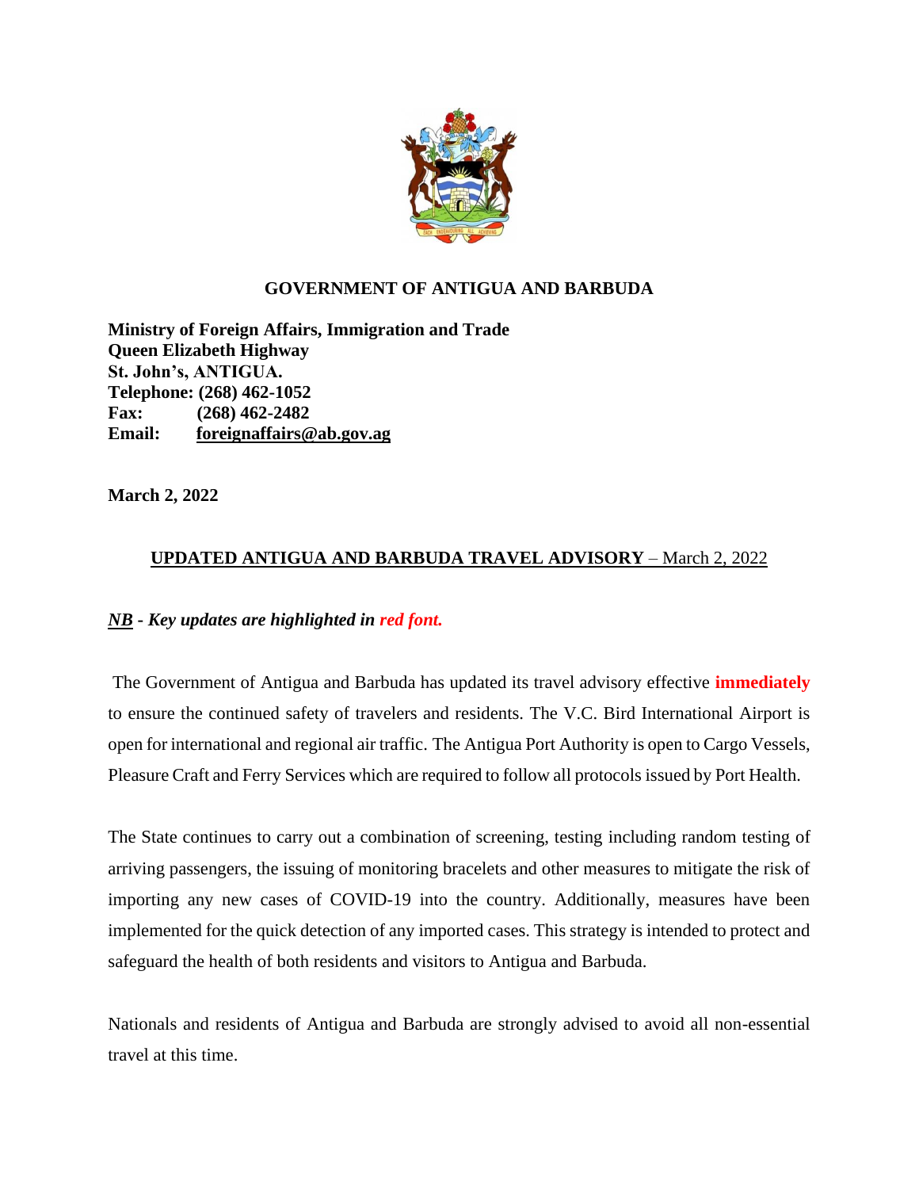**GOVERNMENT OF ANTIGUA AND BARBUDA**

**Ministry of Foreign Affairs, Immigration and Trade**
**Queen Elizabeth Highway**
**St. John's, ANTIGUA.**
**Telephone: (268) 462-1052**
**Fax: (268) 462-2482**
**Email: foreignaffairs@ab.gov.ag**

**March 2, 2022**

## UPDATED ANTIGUA AND BARBUDA TRAVEL ADVISORY – March 2, 2022

***NB - Key updates are highlighted in red font.***

The Government of Antigua and Barbuda has updated its travel advisory effective **immediately** to ensure the continued safety of travelers and residents. The V.C. Bird International Airport is open for international and regional air traffic. The Antigua Port Authority is open to Cargo Vessels, Pleasure Craft and Ferry Services which are required to follow all protocols issued by Port Health.

The State continues to carry out a combination of screening, testing including random testing of arriving passengers, the issuing of monitoring bracelets and other measures to mitigate the risk of importing any new cases of COVID-19 into the country. Additionally, measures have been implemented for the quick detection of any imported cases. This strategy is intended to protect and safeguard the health of both residents and visitors to Antigua and Barbuda.

Nationals and residents of Antigua and Barbuda are strongly advised to avoid all non-essential travel at this time.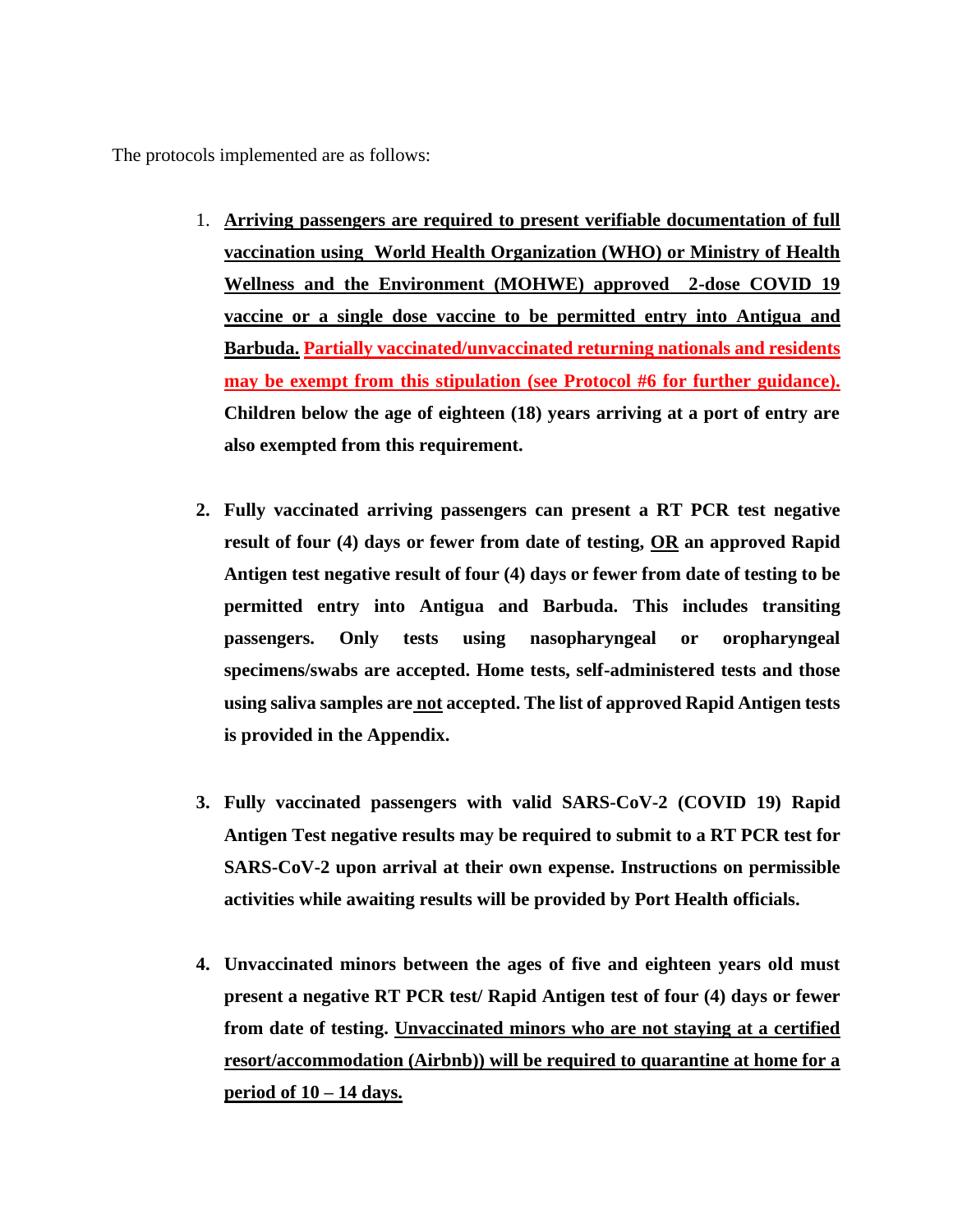The protocols implemented are as follows:

1. **Arriving passengers are required to present verifiable documentation of full vaccination using World Health Organization (WHO) or Ministry of Health Wellness and the Environment (MOHWE) approved 2-dose COVID 19 vaccine or a single dose vaccine to be permitted entry into Antigua and Barbuda. Partially vaccinated/unvaccinated returning nationals and residents may be exempt from this stipulation (see Protocol #6 for further guidance). Children below the age of eighteen (18) years arriving at a port of entry are also exempted from this requirement.**

2. **Fully vaccinated arriving passengers can present a RT PCR test negative result of four (4) days or fewer from date of testing, OR an approved Rapid Antigen test negative result of four (4) days or fewer from date of testing to be permitted entry into Antigua and Barbuda. This includes transiting passengers. Only tests using nasopharyngeal or oropharyngeal specimens/swabs are accepted. Home tests, self-administered tests and those using saliva samples are not accepted. The list of approved Rapid Antigen tests is provided in the Appendix.**

3. **Fully vaccinated passengers with valid SARS-CoV-2 (COVID 19) Rapid Antigen Test negative results may be required to submit to a RT PCR test for SARS-CoV-2 upon arrival at their own expense. Instructions on permissible activities while awaiting results will be provided by Port Health officials.**

4. **Unvaccinated minors between the ages of five and eighteen years old must present a negative RT PCR test/ Rapid Antigen test of four (4) days or fewer from date of testing. Unvaccinated minors who are not staying at a certified resort/accommodation (Airbnb)) will be required to quarantine at home for a period of 10 – 14 days.**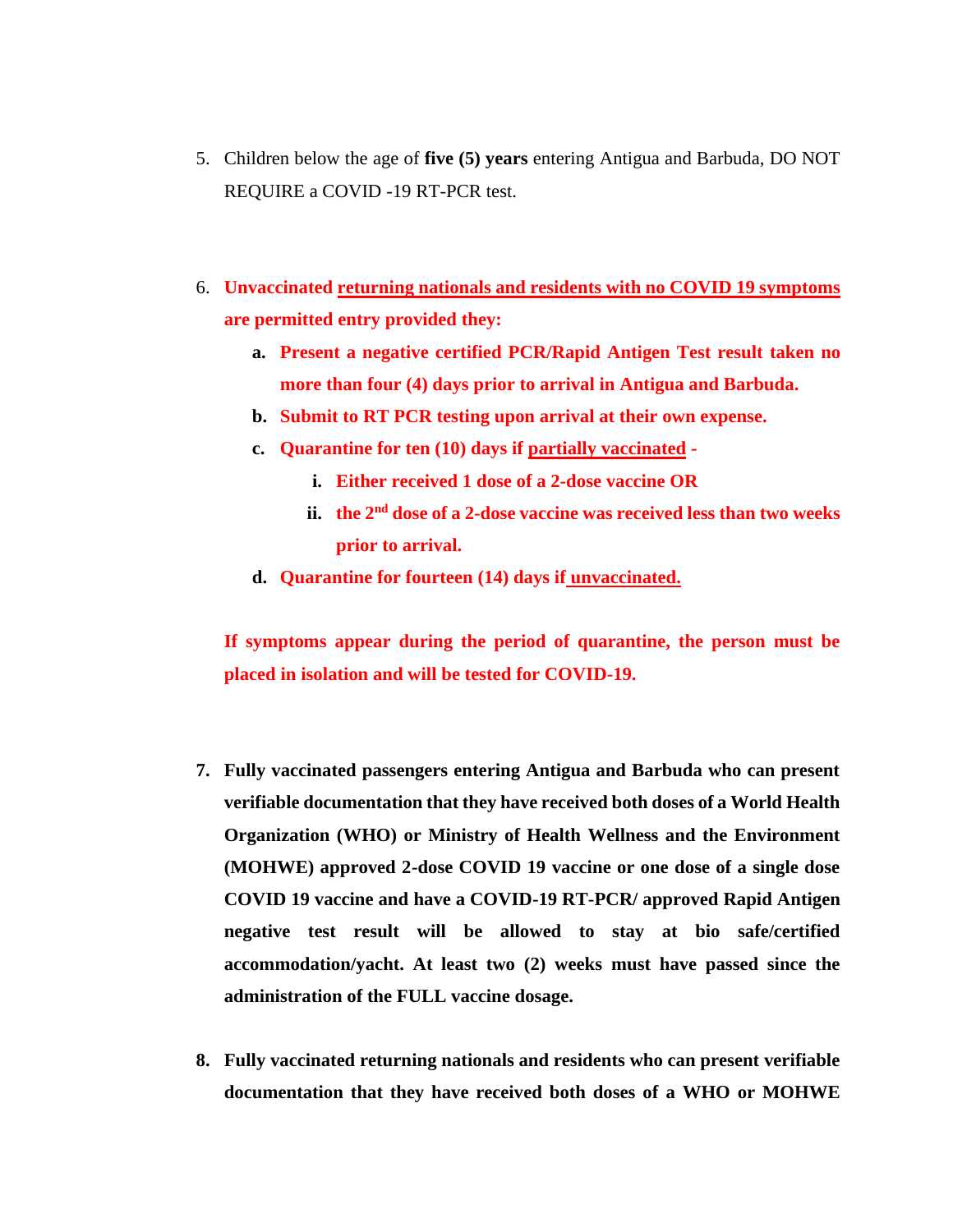5. Children below the age of **five (5) years** entering Antigua and Barbuda, DO NOT REQUIRE a COVID -19 RT-PCR test.

6. **Unvaccinated returning nationals and residents with no COVID 19 symptoms are permitted entry provided they:**
    a. **Present a negative certified PCR/Rapid Antigen Test result taken no more than four (4) days prior to arrival in Antigua and Barbuda.**
    b. **Submit to RT PCR testing upon arrival at their own expense.**
    c. **Quarantine for ten (10) days if partially vaccinated -**
        i. **Either received 1 dose of a 2-dose vaccine OR**
        ii. **the 2nd dose of a 2-dose vaccine was received less than two weeks prior to arrival.**
    d. **Quarantine for fourteen (14) days if unvaccinated.**

    **If symptoms appear during the period of quarantine, the person must be placed in isolation and will be tested for COVID-19.**

7. **Fully vaccinated passengers entering Antigua and Barbuda who can present verifiable documentation that they have received both doses of a World Health Organization (WHO) or Ministry of Health Wellness and the Environment (MOHWE) approved 2-dose COVID 19 vaccine or one dose of a single dose COVID 19 vaccine and have a COVID-19 RT-PCR/ approved Rapid Antigen negative test result will be allowed to stay at bio safe/certified accommodation/yacht. At least two (2) weeks must have passed since the administration of the FULL vaccine dosage.**

8. **Fully vaccinated returning nationals and residents who can present verifiable documentation that they have received both doses of a WHO or MOHWE**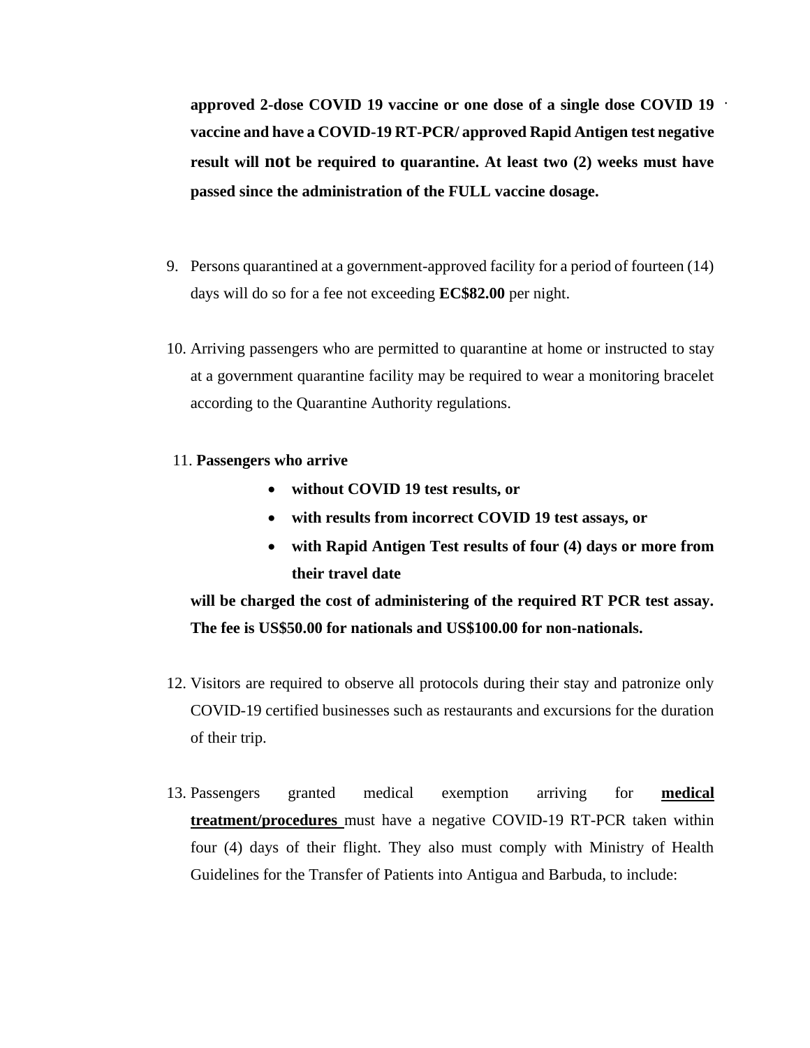**approved 2-dose COVID 19 vaccine or one dose of a single dose COVID 19 vaccine and have a COVID-19 RT-PCR/ approved Rapid Antigen test negative result will not be required to quarantine. At least two (2) weeks must have passed since the administration of the FULL vaccine dosage.**

9. Persons quarantined at a government-approved facility for a period of fourteen (14) days will do so for a fee not exceeding **EC$82.00** per night.

10. Arriving passengers who are permitted to quarantine at home or instructed to stay at a government quarantine facility may be required to wear a monitoring bracelet according to the Quarantine Authority regulations.

11. **Passengers who arrive**
    - **without COVID 19 test results, or**
    - **with results from incorrect COVID 19 test assays, or**
    - **with Rapid Antigen Test results of four (4) days or more from their travel date**

    **will be charged the cost of administering of the required RT PCR test assay. The fee is US$50.00 for nationals and US$100.00 for non-nationals.**

12. Visitors are required to observe all protocols during their stay and patronize only COVID-19 certified businesses such as restaurants and excursions for the duration of their trip.

13. Passengers granted medical exemption arriving for **medical treatment/procedures** must have a negative COVID-19 RT-PCR taken within four (4) days of their flight. They also must comply with Ministry of Health Guidelines for the Transfer of Patients into Antigua and Barbuda, to include: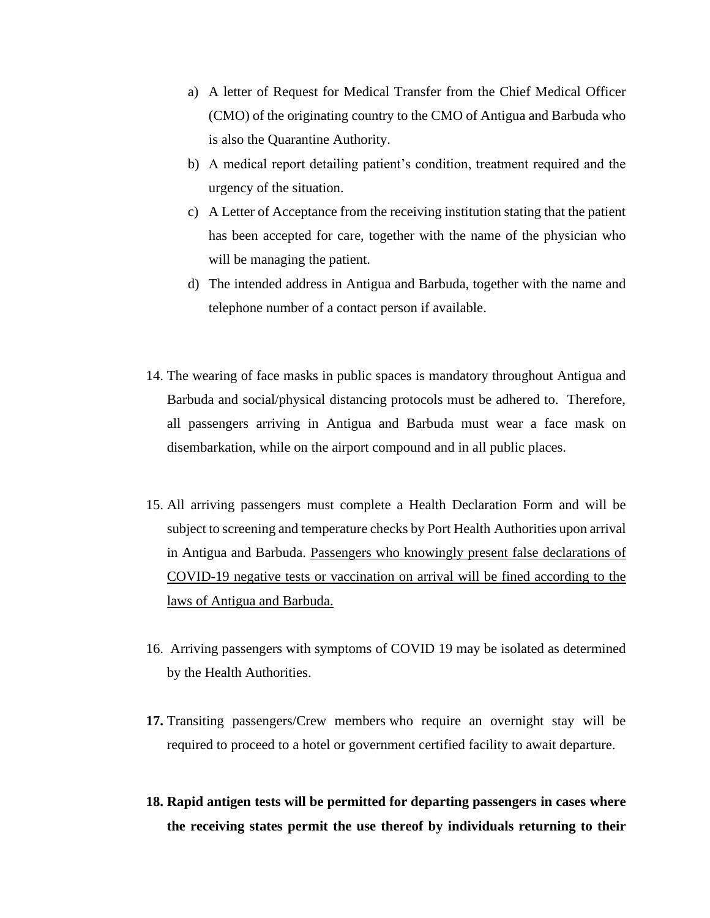a) A letter of Request for Medical Transfer from the Chief Medical Officer (CMO) of the originating country to the CMO of Antigua and Barbuda who is also the Quarantine Authority.
b) A medical report detailing patient's condition, treatment required and the urgency of the situation.
c) A Letter of Acceptance from the receiving institution stating that the patient has been accepted for care, together with the name of the physician who will be managing the patient.
d) The intended address in Antigua and Barbuda, together with the name and telephone number of a contact person if available.

14. The wearing of face masks in public spaces is mandatory throughout Antigua and Barbuda and social/physical distancing protocols must be adhered to. Therefore, all passengers arriving in Antigua and Barbuda must wear a face mask on disembarkation, while on the airport compound and in all public places.

15. All arriving passengers must complete a Health Declaration Form and will be subject to screening and temperature checks by Port Health Authorities upon arrival in Antigua and Barbuda. <u>Passengers who knowingly present false declarations of COVID-19 negative tests or vaccination on arrival will be fined according to the laws of Antigua and Barbuda.</u>

16. Arriving passengers with symptoms of COVID 19 may be isolated as determined by the Health Authorities.

**17.** Transiting passengers/Crew members who require an overnight stay will be required to proceed to a hotel or government certified facility to await departure.

**18. Rapid antigen tests will be permitted for departing passengers in cases where the receiving states permit the use thereof by individuals returning to their**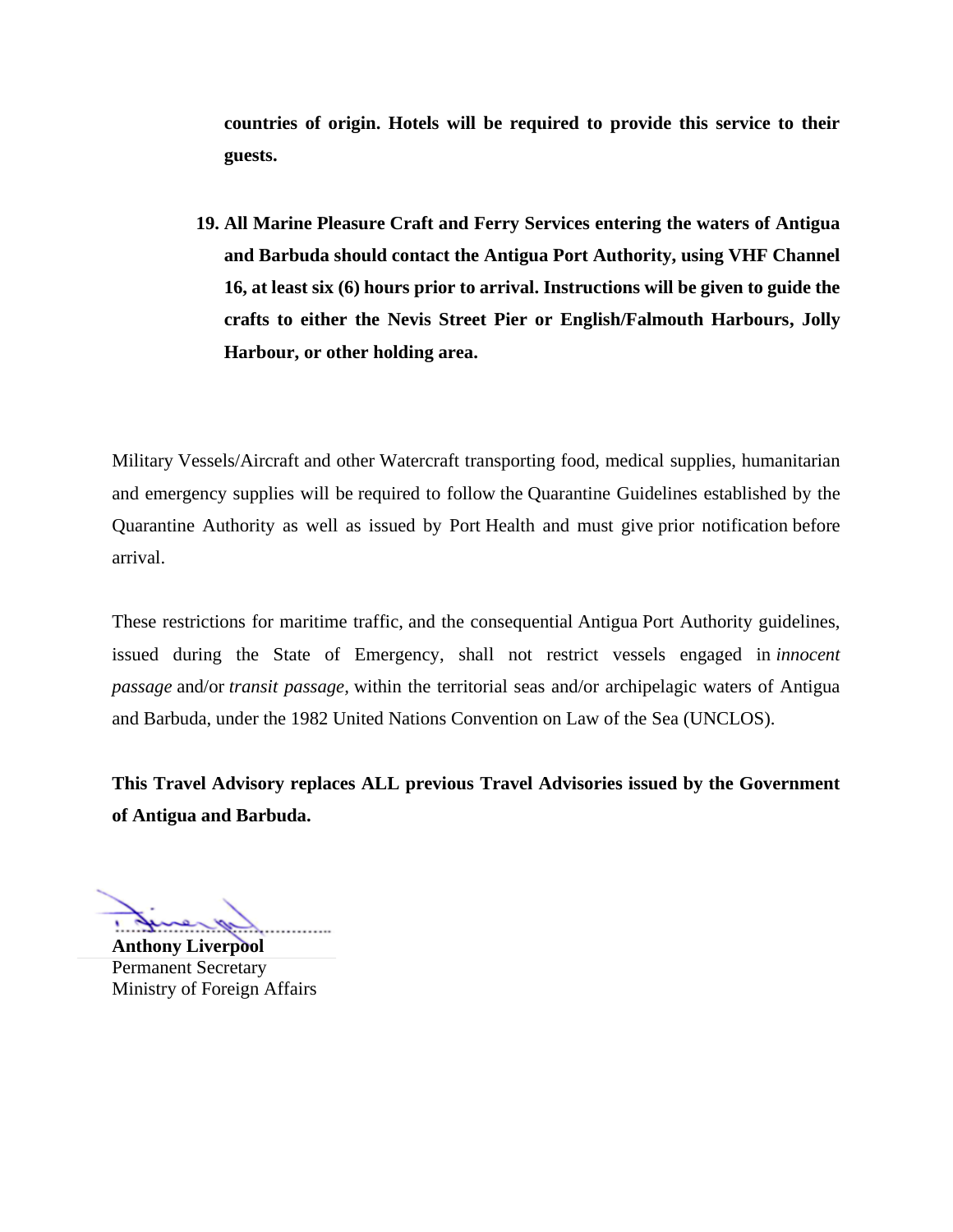**countries of origin. Hotels will be required to provide this service to their guests.**

19. **All Marine Pleasure Craft and Ferry Services entering the waters of Antigua and Barbuda should contact the Antigua Port Authority, using VHF Channel 16, at least six (6) hours prior to arrival. Instructions will be given to guide the crafts to either the Nevis Street Pier or English/Falmouth Harbours, Jolly Harbour, or other holding area.**

Military Vessels/Aircraft and other Watercraft transporting food, medical supplies, humanitarian and emergency supplies will be required to follow the Quarantine Guidelines established by the Quarantine Authority as well as issued by Port Health and must give prior notification before arrival.

These restrictions for maritime traffic, and the consequential Antigua Port Authority guidelines, issued during the State of Emergency, shall not restrict vessels engaged in *innocent passage* and/or *transit passage*, within the territorial seas and/or archipelagic waters of Antigua and Barbuda, under the 1982 United Nations Convention on Law of the Sea (UNCLOS).

**This Travel Advisory replaces ALL previous Travel Advisories issued by the Government of Antigua and Barbuda.**

**Anthony Liverpool**
Permanent Secretary
Ministry of Foreign Affairs